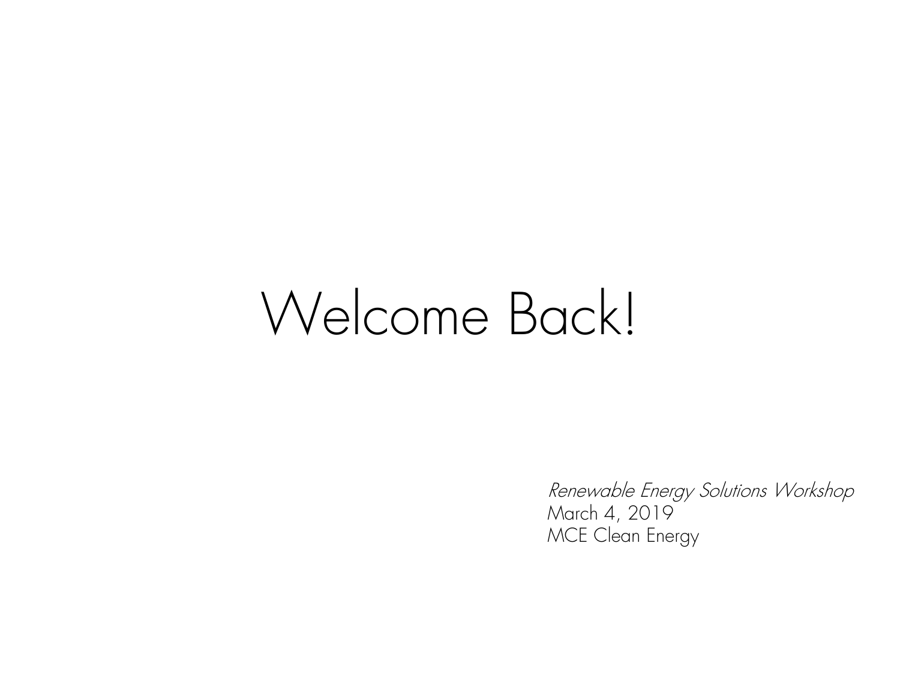# Welcome Back!

*Renewable Energy Solutions Workshop*
March 4, 2019
MCE Clean Energy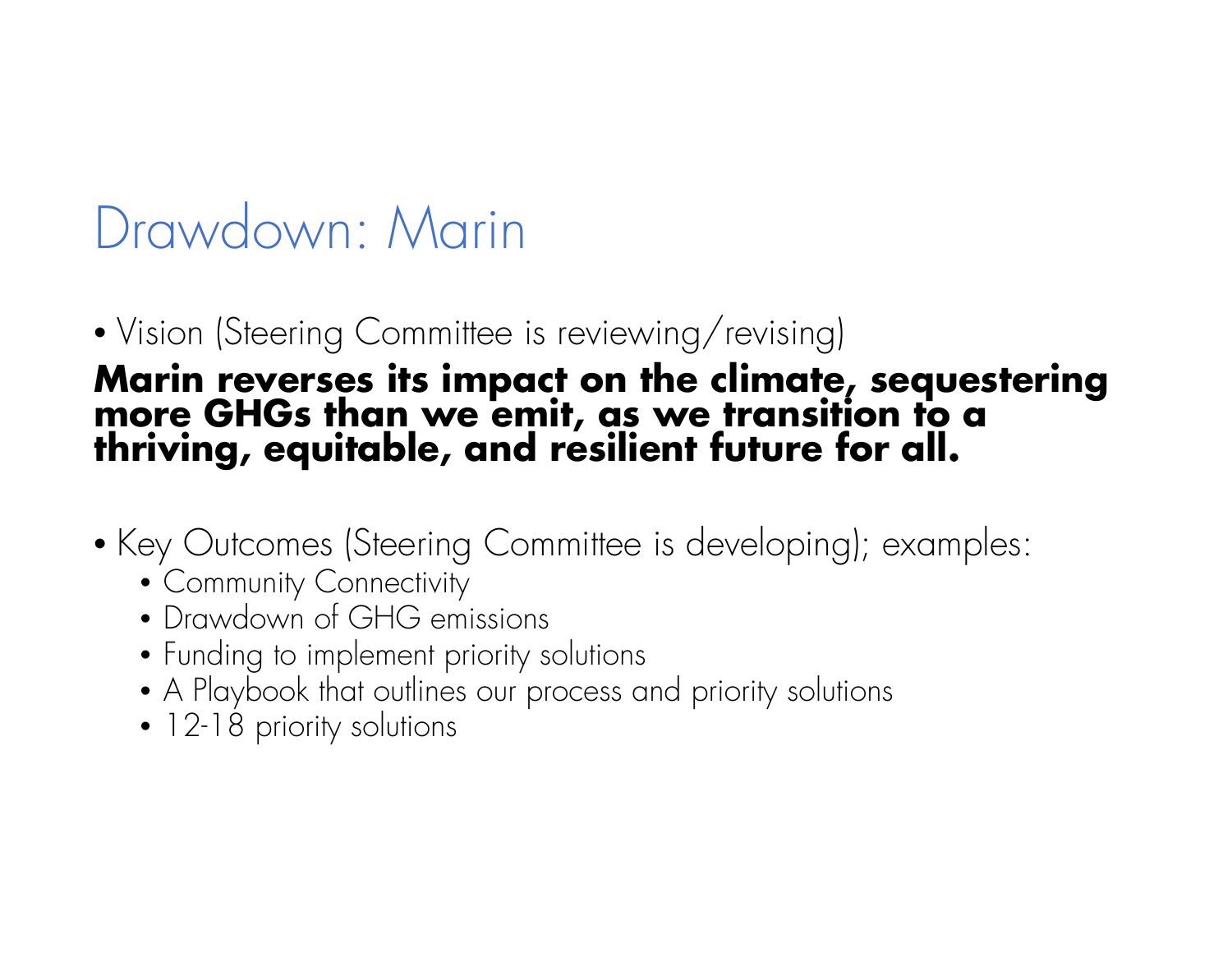# Drawdown: Marin

- Vision (Steering Committee is reviewing/revising)

**Marin reverses its impact on the climate, sequestering more GHGs than we emit, as we transition to a thriving, equitable, and resilient future for all.**

- Key Outcomes (Steering Committee is developing); examples:
  - Community Connectivity
  - Drawdown of GHG emissions
  - Funding to implement priority solutions
  - A Playbook that outlines our process and priority solutions
  - 12-18 priority solutions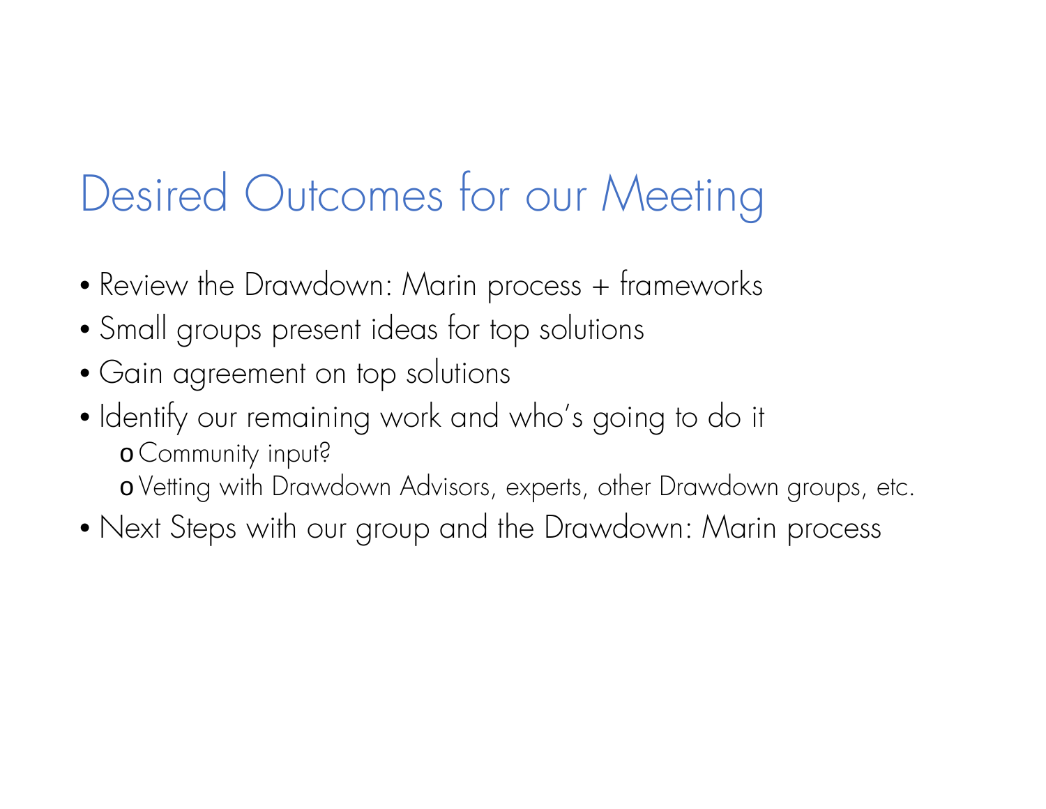# Desired Outcomes for our Meeting

- Review the Drawdown: Marin process + frameworks
- Small groups present ideas for top solutions
- Gain agreement on top solutions
- Identify our remaining work and who's going to do it
  - Community input?
  - Vetting with Drawdown Advisors, experts, other Drawdown groups, etc.
- Next Steps with our group and the Drawdown: Marin process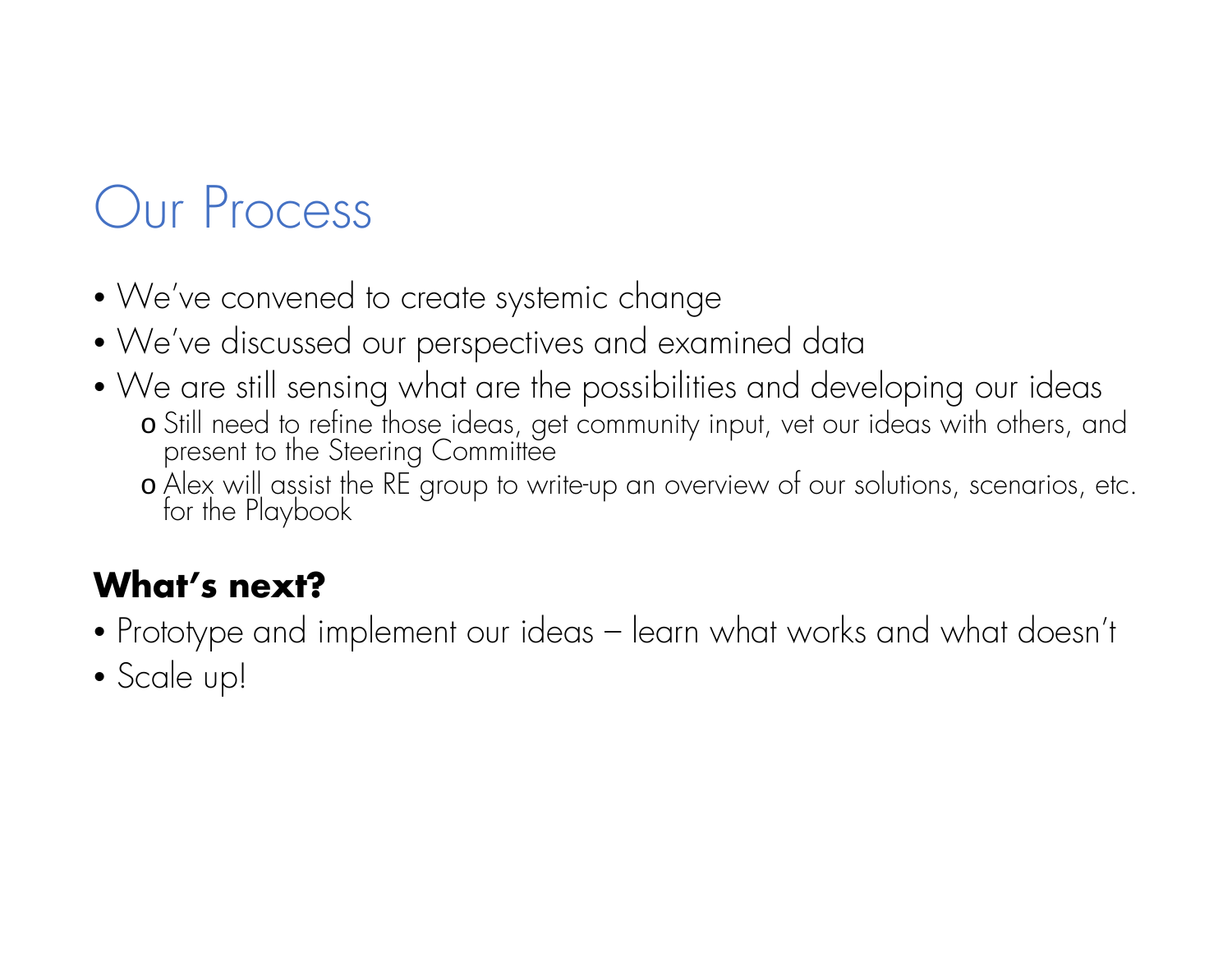# Our Process

- We've convened to create systemic change
- We've discussed our perspectives and examined data
- We are still sensing what are the possibilities and developing our ideas
  - Still need to refine those ideas, get community input, vet our ideas with others, and present to the Steering Committee
  - Alex will assist the RE group to write-up an overview of our solutions, scenarios, etc. for the Playbook

**What's next?**

- Prototype and implement our ideas – learn what works and what doesn't
- Scale up!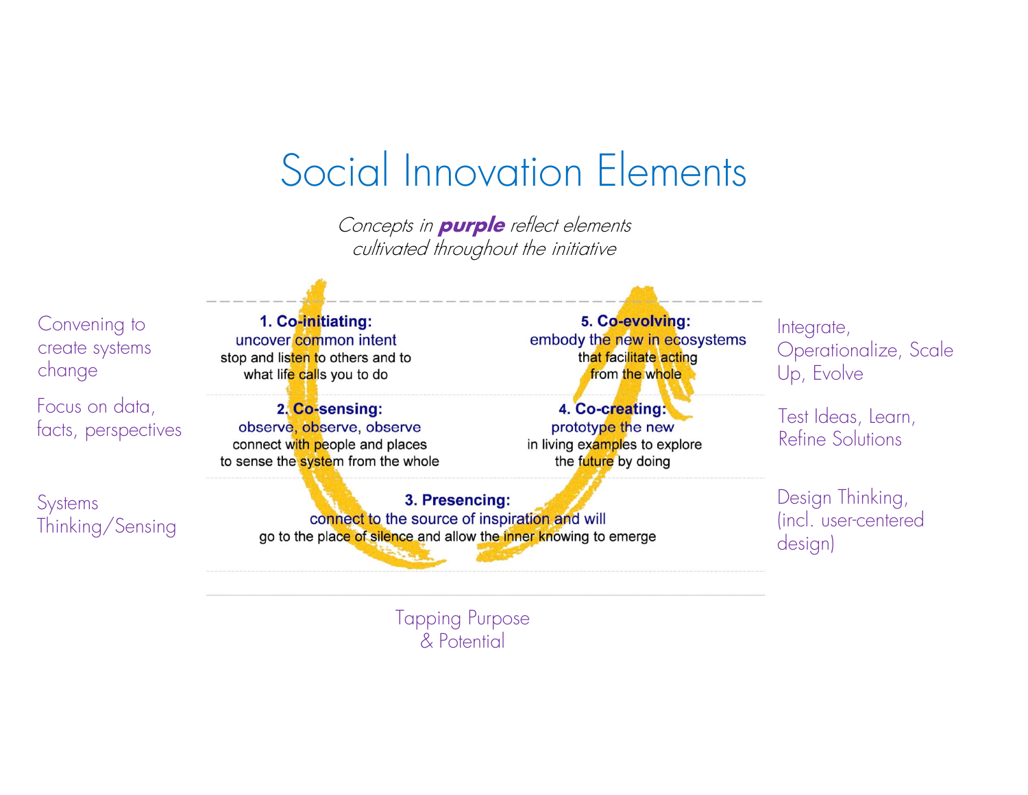# Social Innovation Elements

*Concepts in **purple** reflect elements cultivated throughout the initiative*

Convening to create systems change

Focus on data, facts, perspectives

Systems Thinking/Sensing

**1. Co-initiating:**
uncover common intent
stop and listen to others and to what life calls you to do

**2. Co-sensing:**
observe, observe, observe
connect with people and places to sense the system from the whole

**3. Presencing:**
connect to the source of inspiration and will
go to the place of silence and allow the inner knowing to emerge

**4. Co-creating:**
prototype the new
in living examples to explore the future by doing

**5. Co-evolving:**
embody the new in ecosystems
that facilitate acting from the whole

Integrate, Operationalize, Scale Up, Evolve

Test Ideas, Learn, Refine Solutions

Design Thinking, (incl. user-centered design)

Tapping Purpose & Potential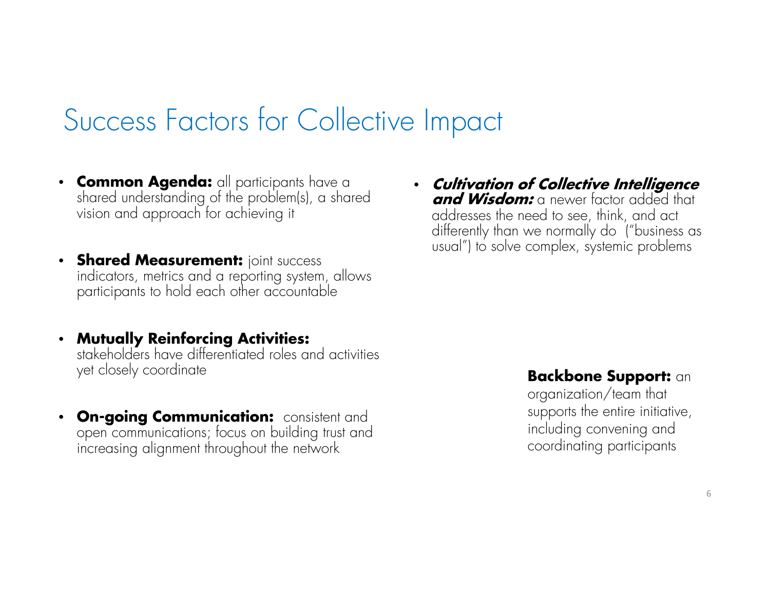# Success Factors for Collective Impact

- **Common Agenda:** all participants have a shared understanding of the problem(s), a shared vision and approach for achieving it
- **Shared Measurement:** joint success indicators, metrics and a reporting system, allows participants to hold each other accountable
- **Mutually Reinforcing Activities:** stakeholders have differentiated roles and activities yet closely coordinate
- **On-going Communication:** consistent and open communications; focus on building trust and increasing alignment throughout the network
- ***Cultivation of Collective Intelligence and Wisdom:*** a newer factor added that addresses the need to see, think, and act differently than we normally do ("business as usual") to solve complex, systemic problems

**Backbone Support:** an organization/team that supports the entire initiative, including convening and coordinating participants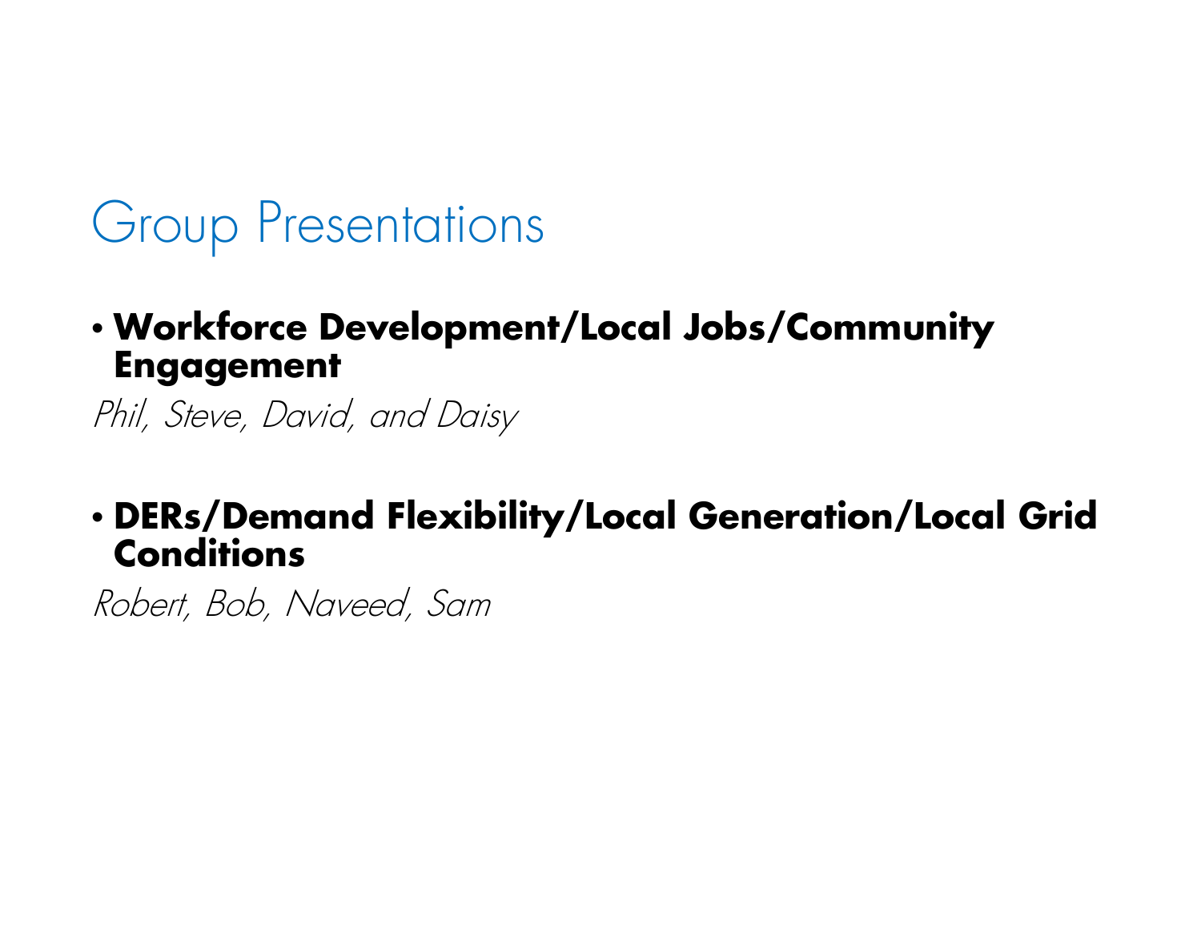# Group Presentations

- **Workforce Development/Local Jobs/Community Engagement**

*Phil, Steve, David, and Daisy*

- **DERs/Demand Flexibility/Local Generation/Local Grid Conditions**

*Robert, Bob, Naveed, Sam*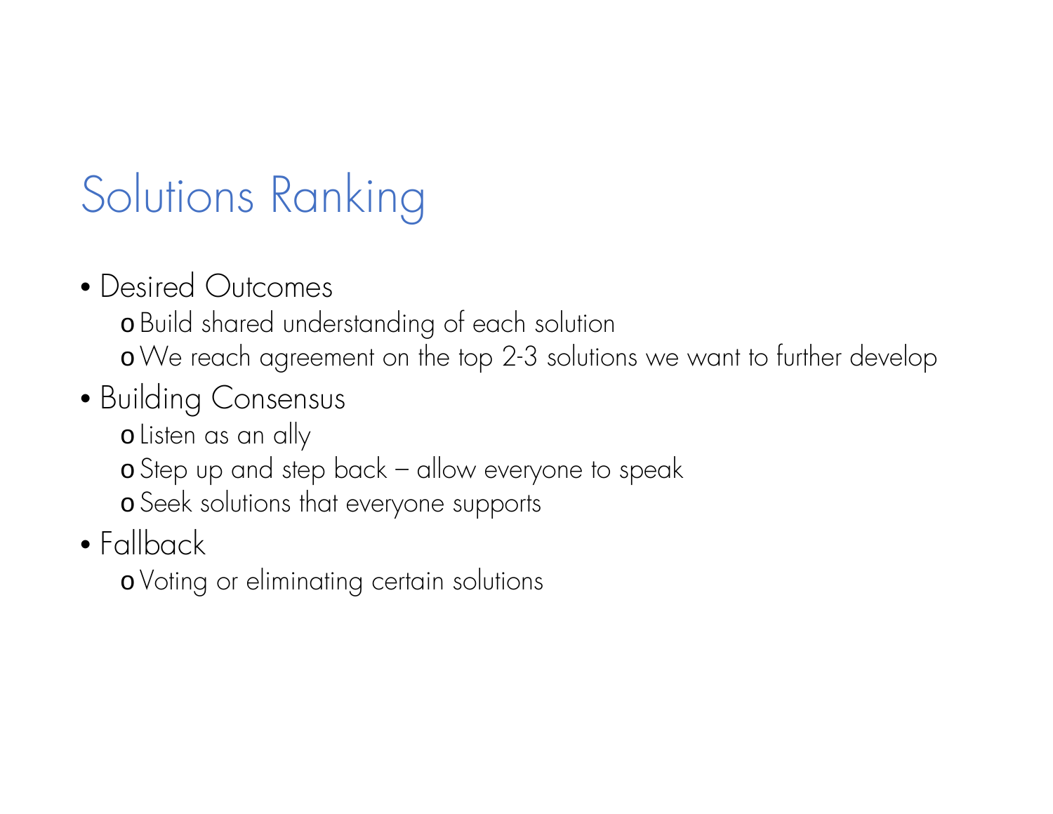# Solutions Ranking

- Desired Outcomes
  - Build shared understanding of each solution
  - We reach agreement on the top 2-3 solutions we want to further develop
- Building Consensus
  - Listen as an ally
  - Step up and step back – allow everyone to speak
  - Seek solutions that everyone supports
- Fallback
  - Voting or eliminating certain solutions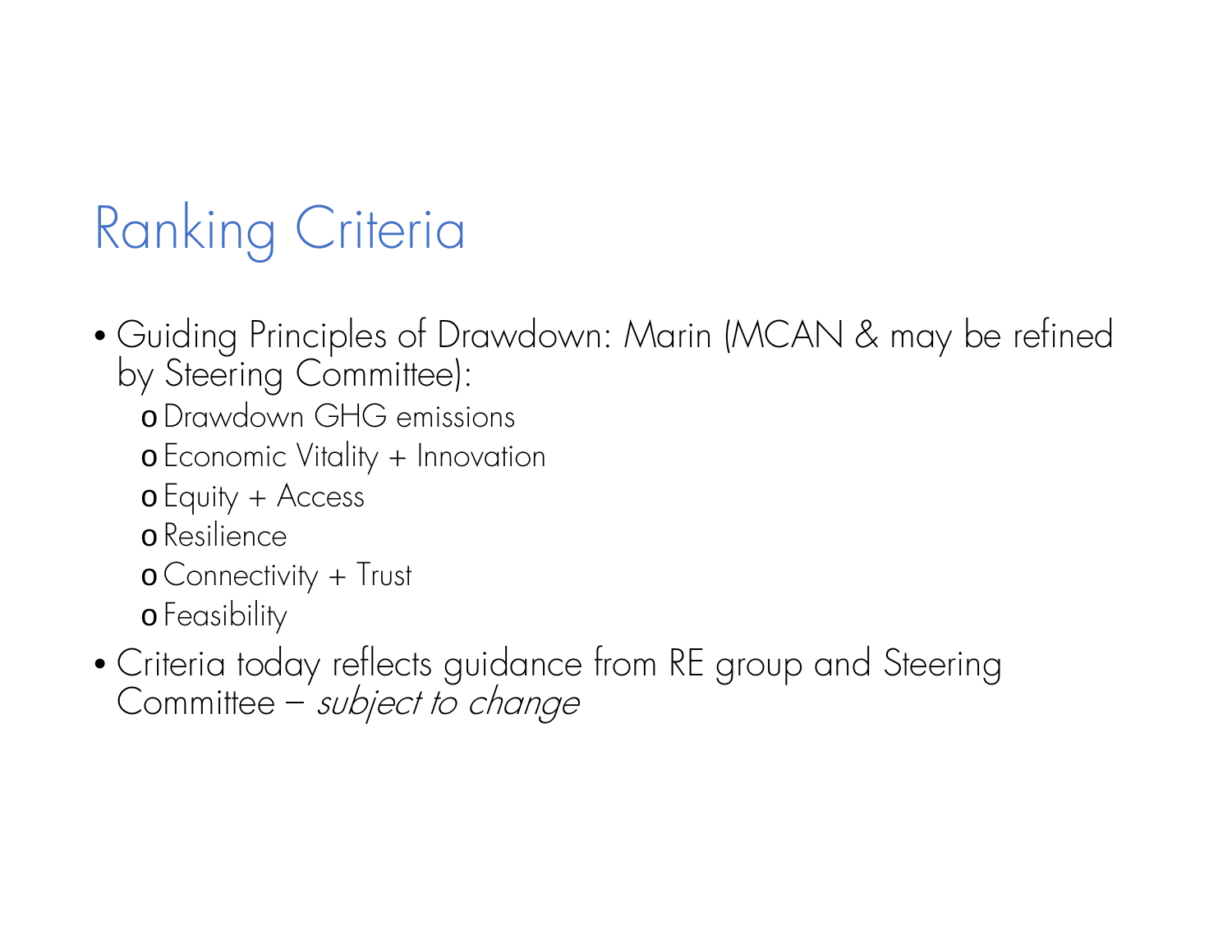# Ranking Criteria

- Guiding Principles of Drawdown: Marin (MCAN & may be refined by Steering Committee):
  - Drawdown GHG emissions
  - Economic Vitality + Innovation
  - Equity + Access
  - Resilience
  - Connectivity + Trust
  - Feasibility
- Criteria today reflects guidance from RE group and Steering Committee – *subject to change*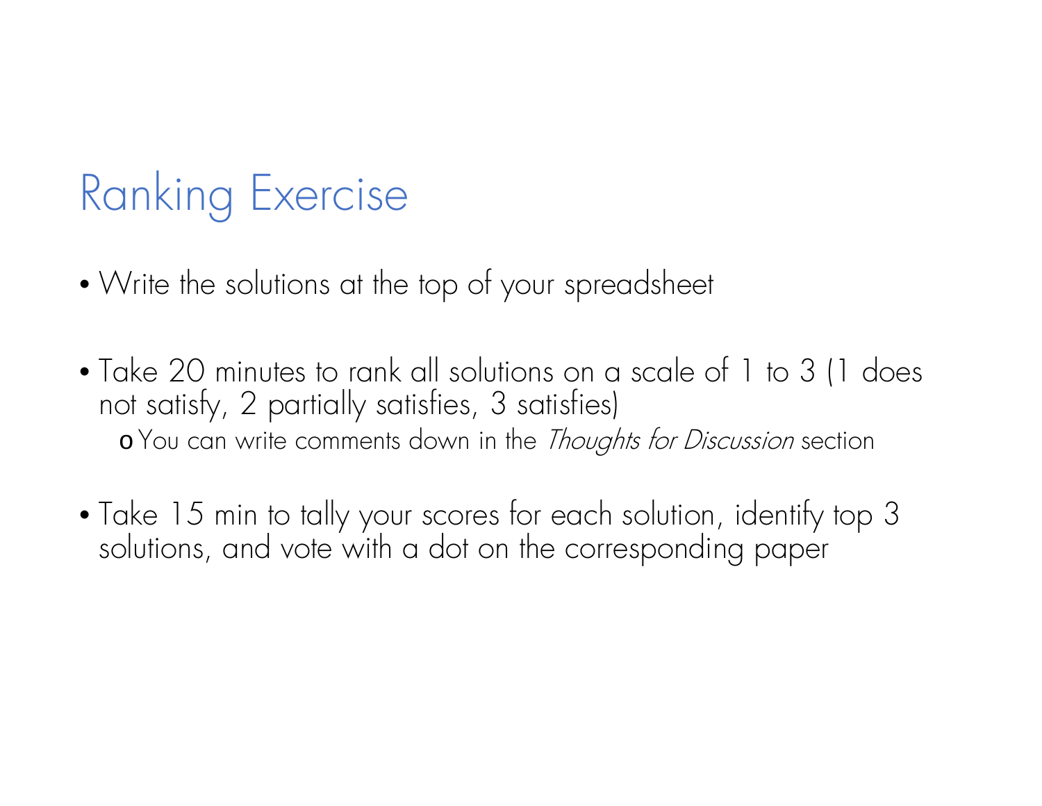# Ranking Exercise

- Write the solutions at the top of your spreadsheet

- Take 20 minutes to rank all solutions on a scale of 1 to 3 (1 does not satisfy, 2 partially satisfies, 3 satisfies)
  - You can write comments down in the *Thoughts for Discussion* section

- Take 15 min to tally your scores for each solution, identify top 3 solutions, and vote with a dot on the corresponding paper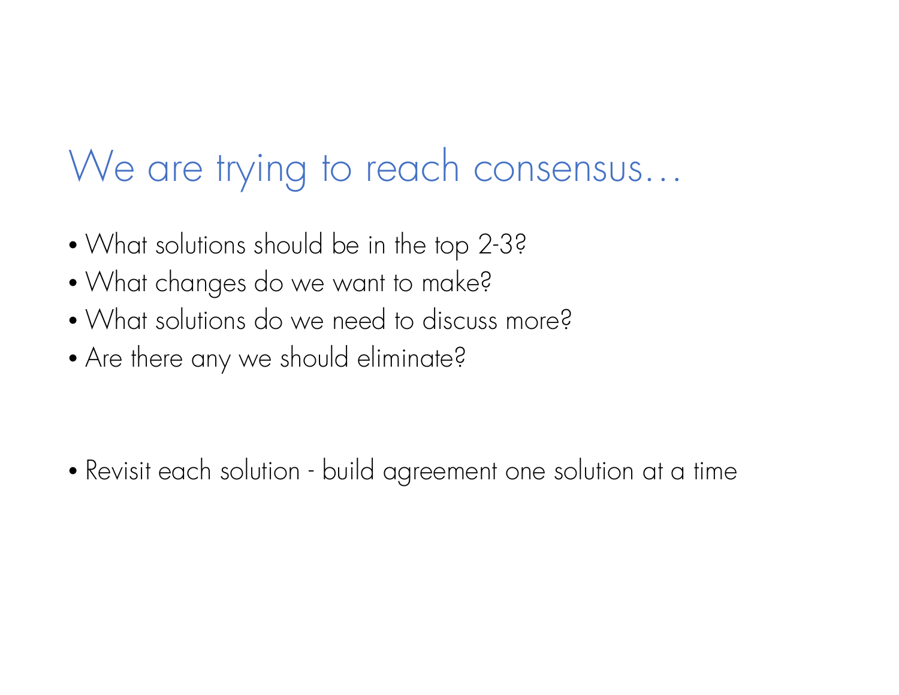# We are trying to reach consensus…

- What solutions should be in the top 2-3?
- What changes do we want to make?
- What solutions do we need to discuss more?
- Are there any we should eliminate?

- Revisit each solution - build agreement one solution at a time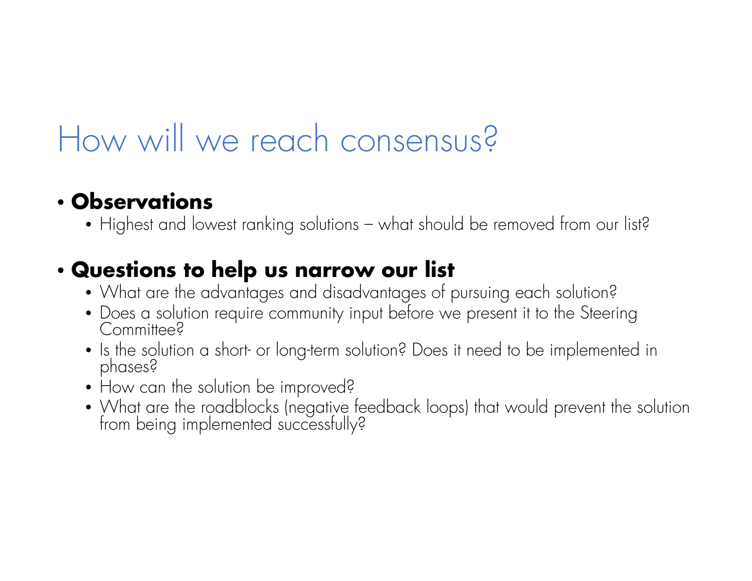# How will we reach consensus?

- **Observations**
  - Highest and lowest ranking solutions – what should be removed from our list?

- **Questions to help us narrow our list**
  - What are the advantages and disadvantages of pursuing each solution?
  - Does a solution require community input before we present it to the Steering Committee?
  - Is the solution a short- or long-term solution? Does it need to be implemented in phases?
  - How can the solution be improved?
  - What are the roadblocks (negative feedback loops) that would prevent the solution from being implemented successfully?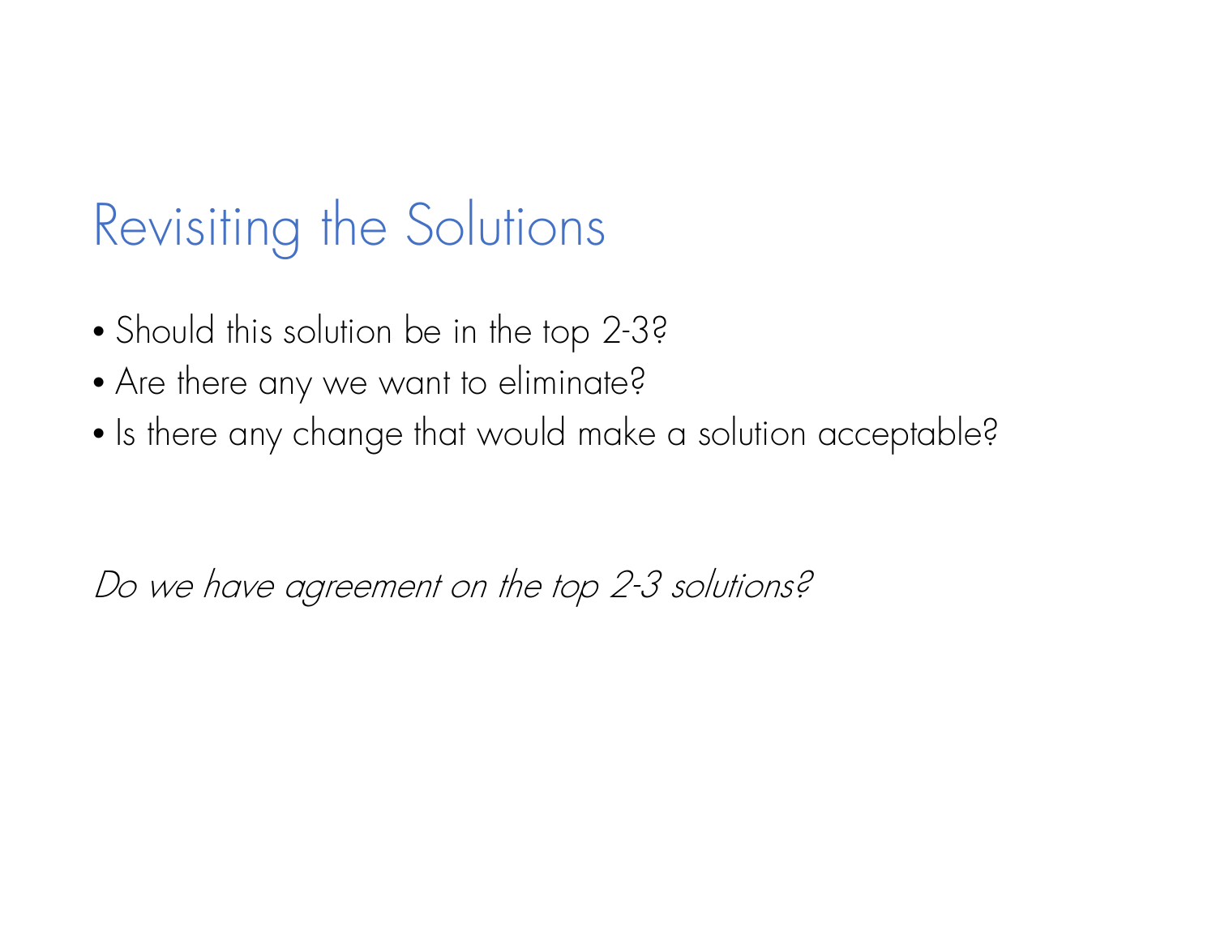# Revisiting the Solutions

- Should this solution be in the top 2-3?
- Are there any we want to eliminate?
- Is there any change that would make a solution acceptable?

*Do we have agreement on the top 2-3 solutions?*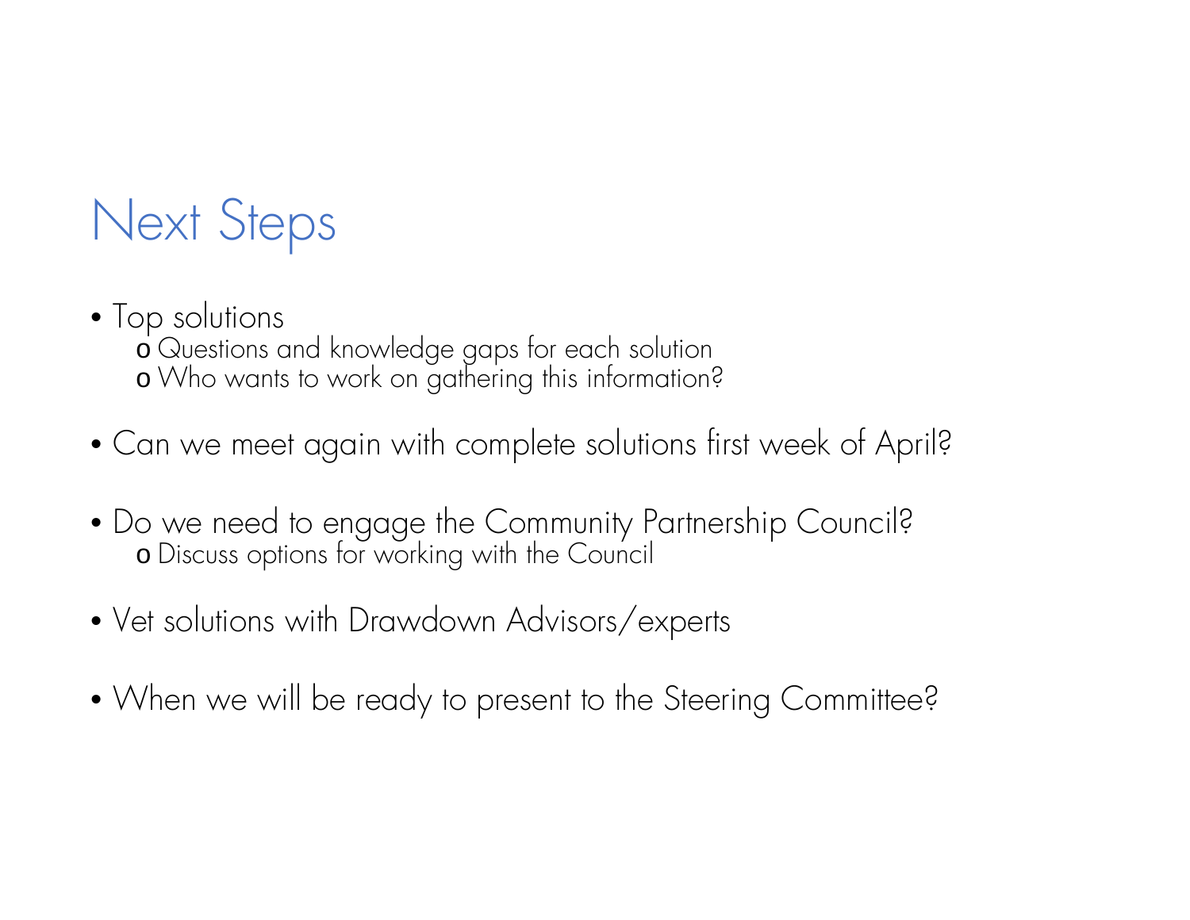# Next Steps

- Top solutions
  - Questions and knowledge gaps for each solution
  - Who wants to work on gathering this information?

- Can we meet again with complete solutions first week of April?

- Do we need to engage the Community Partnership Council?
  - Discuss options for working with the Council

- Vet solutions with Drawdown Advisors/experts

- When we will be ready to present to the Steering Committee?